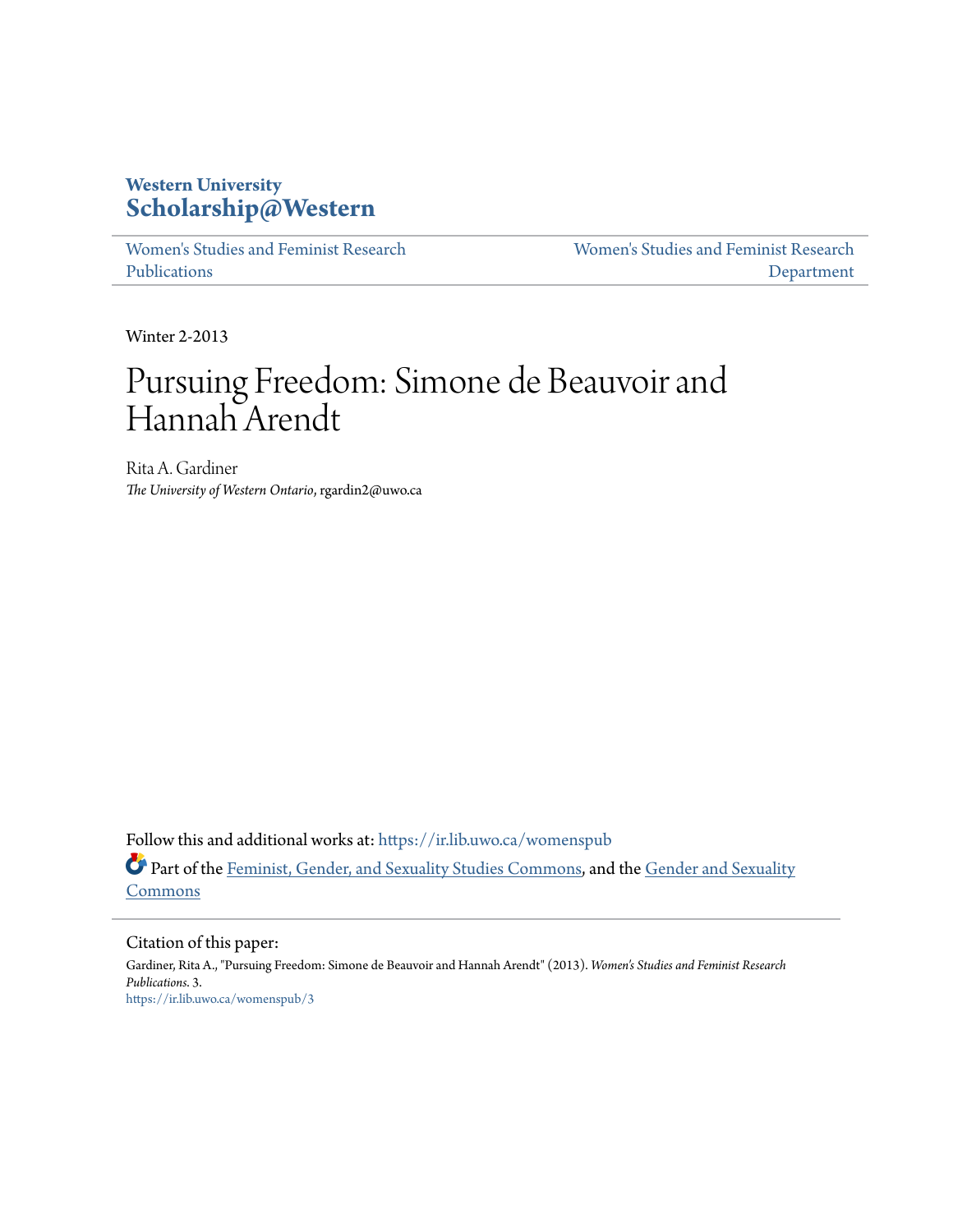Western University
**Scholarship@Western**

Women's Studies and Feminist Research Publications

Women's Studies and Feminist Research Department

Winter 2-2013

# Pursuing Freedom: Simone de Beauvoir and Hannah Arendt

Rita A. Gardiner
*The University of Western Ontario*, rgardin2@uwo.ca

Follow this and additional works at: https://ir.lib.uwo.ca/womenspub

Part of the Feminist, Gender, and Sexuality Studies Commons, and the Gender and Sexuality Commons

Citation of this paper:
Gardiner, Rita A., "Pursuing Freedom: Simone de Beauvoir and Hannah Arendt" (2013). *Women's Studies and Feminist Research Publications*. 3.
https://ir.lib.uwo.ca/womenspub/3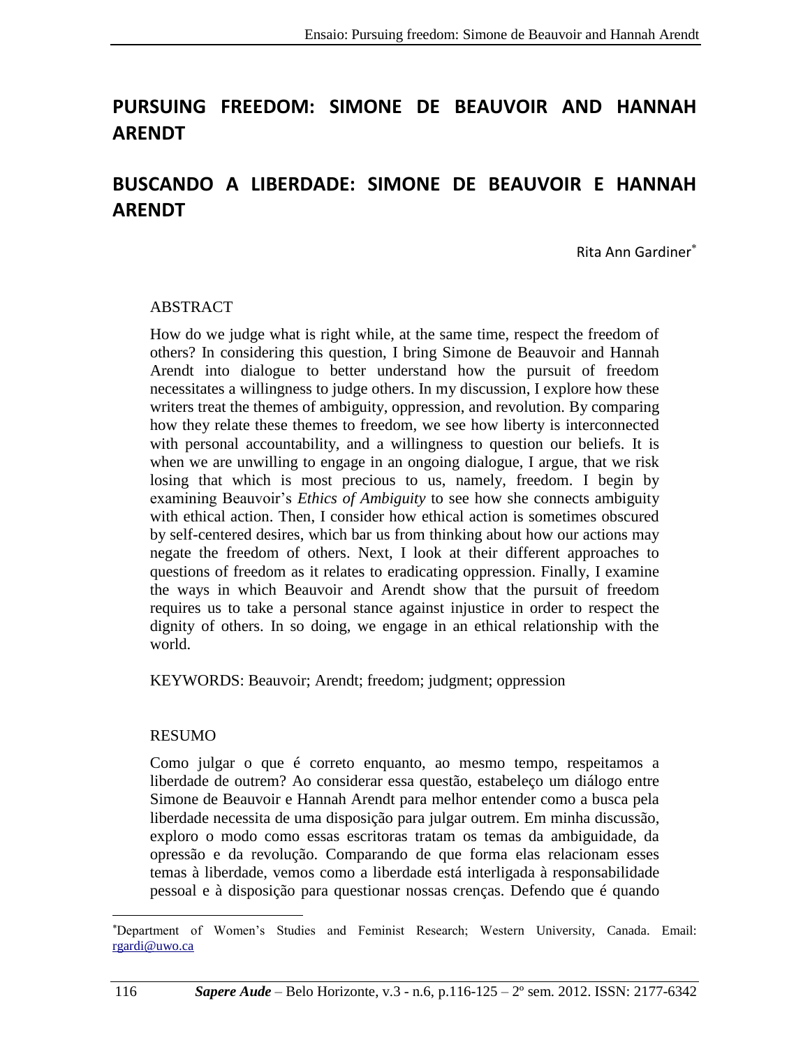# PURSUING FREEDOM: SIMONE DE BEAUVOIR AND HANNAH ARENDT

# BUSCANDO A LIBERDADE: SIMONE DE BEAUVOIR E HANNAH ARENDT

Rita Ann Gardiner*

## ABSTRACT

How do we judge what is right while, at the same time, respect the freedom of others? In considering this question, I bring Simone de Beauvoir and Hannah Arendt into dialogue to better understand how the pursuit of freedom necessitates a willingness to judge others. In my discussion, I explore how these writers treat the themes of ambiguity, oppression, and revolution. By comparing how they relate these themes to freedom, we see how liberty is interconnected with personal accountability, and a willingness to question our beliefs. It is when we are unwilling to engage in an ongoing dialogue, I argue, that we risk losing that which is most precious to us, namely, freedom. I begin by examining Beauvoir's *Ethics of Ambiguity* to see how she connects ambiguity with ethical action. Then, I consider how ethical action is sometimes obscured by self-centered desires, which bar us from thinking about how our actions may negate the freedom of others. Next, I look at their different approaches to questions of freedom as it relates to eradicating oppression. Finally, I examine the ways in which Beauvoir and Arendt show that the pursuit of freedom requires us to take a personal stance against injustice in order to respect the dignity of others. In so doing, we engage in an ethical relationship with the world.

KEYWORDS: Beauvoir; Arendt; freedom; judgment; oppression

## RESUMO

Como julgar o que é correto enquanto, ao mesmo tempo, respeitamos a liberdade de outrem? Ao considerar essa questão, estabeleço um diálogo entre Simone de Beauvoir e Hannah Arendt para melhor entender como a busca pela liberdade necessita de uma disposição para julgar outrem. Em minha discussão, exploro o modo como essas escritoras tratam os temas da ambiguidade, da opressão e da revolução. Comparando de que forma elas relacionam esses temas à liberdade, vemos como a liberdade está interligada à responsabilidade pessoal e à disposição para questionar nossas crenças. Defendo que é quando

---

*Department of Women's Studies and Feminist Research; Western University, Canada. Email: rgardi@uwo.ca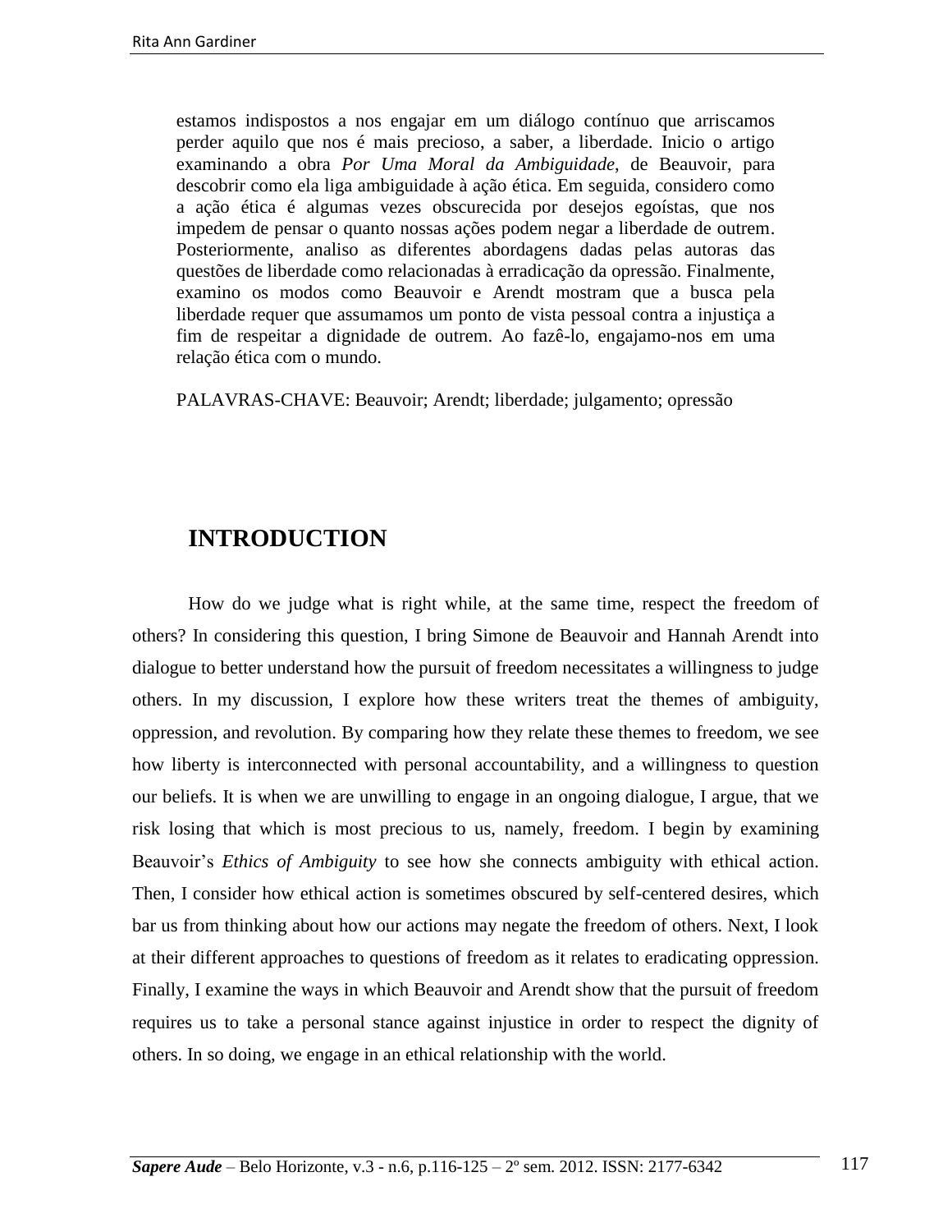estamos indispostos a nos engajar em um diálogo contínuo que arriscamos perder aquilo que nos é mais precioso, a saber, a liberdade. Inicio o artigo examinando a obra *Por Uma Moral da Ambiguidade*, de Beauvoir, para descobrir como ela liga ambiguidade à ação ética. Em seguida, considero como a ação ética é algumas vezes obscurecida por desejos egoístas, que nos impedem de pensar o quanto nossas ações podem negar a liberdade de outrem. Posteriormente, analiso as diferentes abordagens dadas pelas autoras das questões de liberdade como relacionadas à erradicação da opressão. Finalmente, examino os modos como Beauvoir e Arendt mostram que a busca pela liberdade requer que assumamos um ponto de vista pessoal contra a injustiça a fim de respeitar a dignidade de outrem. Ao fazê-lo, engajamo-nos em uma relação ética com o mundo.

PALAVRAS-CHAVE: Beauvoir; Arendt; liberdade; julgamento; opressão

## INTRODUCTION

How do we judge what is right while, at the same time, respect the freedom of others? In considering this question, I bring Simone de Beauvoir and Hannah Arendt into dialogue to better understand how the pursuit of freedom necessitates a willingness to judge others. In my discussion, I explore how these writers treat the themes of ambiguity, oppression, and revolution. By comparing how they relate these themes to freedom, we see how liberty is interconnected with personal accountability, and a willingness to question our beliefs. It is when we are unwilling to engage in an ongoing dialogue, I argue, that we risk losing that which is most precious to us, namely, freedom. I begin by examining Beauvoir's *Ethics of Ambiguity* to see how she connects ambiguity with ethical action. Then, I consider how ethical action is sometimes obscured by self-centered desires, which bar us from thinking about how our actions may negate the freedom of others. Next, I look at their different approaches to questions of freedom as it relates to eradicating oppression. Finally, I examine the ways in which Beauvoir and Arendt show that the pursuit of freedom requires us to take a personal stance against injustice in order to respect the dignity of others. In so doing, we engage in an ethical relationship with the world.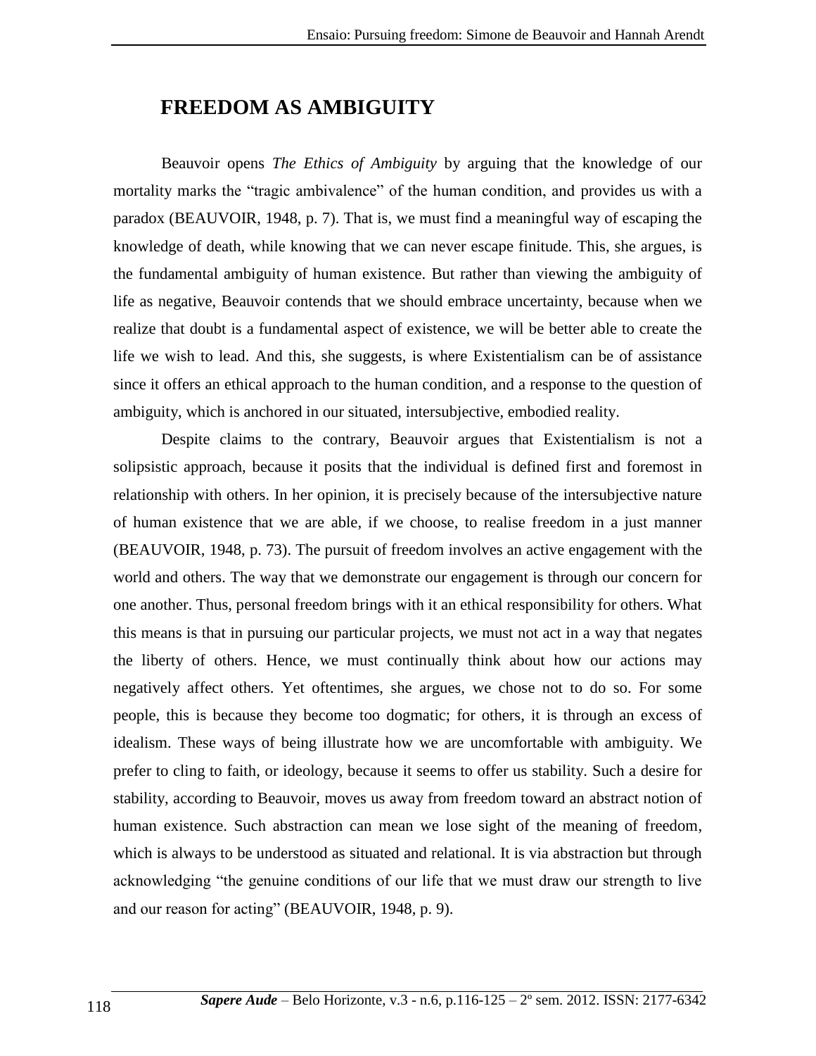## FREEDOM AS AMBIGUITY

Beauvoir opens *The Ethics of Ambiguity* by arguing that the knowledge of our mortality marks the "tragic ambivalence" of the human condition, and provides us with a paradox (BEAUVOIR, 1948, p. 7). That is, we must find a meaningful way of escaping the knowledge of death, while knowing that we can never escape finitude. This, she argues, is the fundamental ambiguity of human existence. But rather than viewing the ambiguity of life as negative, Beauvoir contends that we should embrace uncertainty, because when we realize that doubt is a fundamental aspect of existence, we will be better able to create the life we wish to lead. And this, she suggests, is where Existentialism can be of assistance since it offers an ethical approach to the human condition, and a response to the question of ambiguity, which is anchored in our situated, intersubjective, embodied reality.

Despite claims to the contrary, Beauvoir argues that Existentialism is not a solipsistic approach, because it posits that the individual is defined first and foremost in relationship with others. In her opinion, it is precisely because of the intersubjective nature of human existence that we are able, if we choose, to realise freedom in a just manner (BEAUVOIR, 1948, p. 73). The pursuit of freedom involves an active engagement with the world and others. The way that we demonstrate our engagement is through our concern for one another. Thus, personal freedom brings with it an ethical responsibility for others. What this means is that in pursuing our particular projects, we must not act in a way that negates the liberty of others. Hence, we must continually think about how our actions may negatively affect others. Yet oftentimes, she argues, we chose not to do so. For some people, this is because they become too dogmatic; for others, it is through an excess of idealism. These ways of being illustrate how we are uncomfortable with ambiguity. We prefer to cling to faith, or ideology, because it seems to offer us stability. Such a desire for stability, according to Beauvoir, moves us away from freedom toward an abstract notion of human existence. Such abstraction can mean we lose sight of the meaning of freedom, which is always to be understood as situated and relational. It is via abstraction but through acknowledging "the genuine conditions of our life that we must draw our strength to live and our reason for acting" (BEAUVOIR, 1948, p. 9).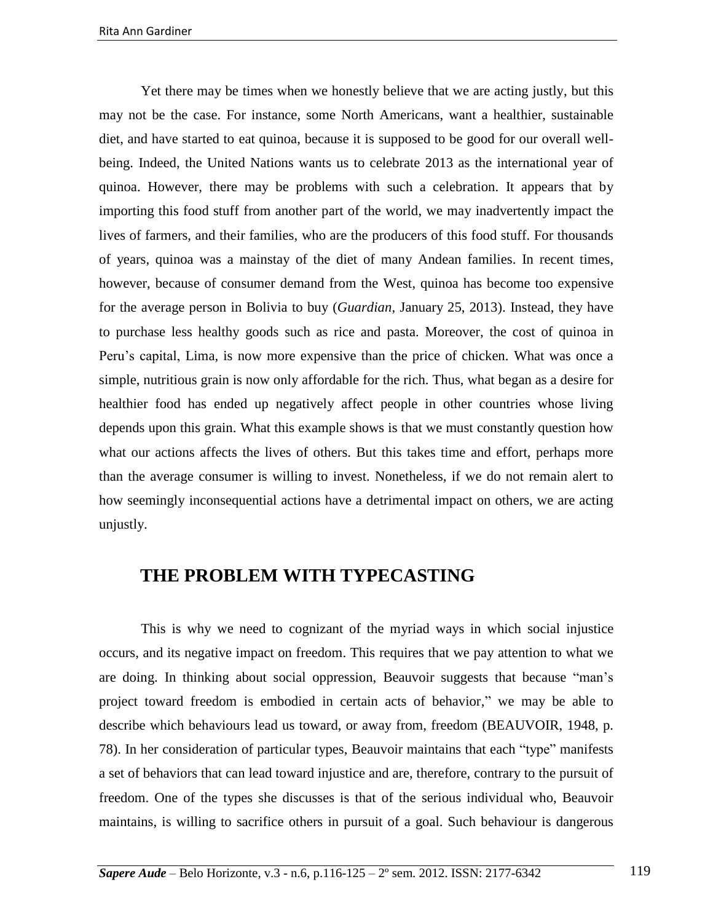Yet there may be times when we honestly believe that we are acting justly, but this may not be the case. For instance, some North Americans, want a healthier, sustainable diet, and have started to eat quinoa, because it is supposed to be good for our overall well-being. Indeed, the United Nations wants us to celebrate 2013 as the international year of quinoa. However, there may be problems with such a celebration. It appears that by importing this food stuff from another part of the world, we may inadvertently impact the lives of farmers, and their families, who are the producers of this food stuff. For thousands of years, quinoa was a mainstay of the diet of many Andean families. In recent times, however, because of consumer demand from the West, quinoa has become too expensive for the average person in Bolivia to buy (*Guardian*, January 25, 2013). Instead, they have to purchase less healthy goods such as rice and pasta. Moreover, the cost of quinoa in Peru's capital, Lima, is now more expensive than the price of chicken. What was once a simple, nutritious grain is now only affordable for the rich. Thus, what began as a desire for healthier food has ended up negatively affect people in other countries whose living depends upon this grain. What this example shows is that we must constantly question how what our actions affects the lives of others. But this takes time and effort, perhaps more than the average consumer is willing to invest. Nonetheless, if we do not remain alert to how seemingly inconsequential actions have a detrimental impact on others, we are acting unjustly.

## THE PROBLEM WITH TYPECASTING

This is why we need to cognizant of the myriad ways in which social injustice occurs, and its negative impact on freedom. This requires that we pay attention to what we are doing. In thinking about social oppression, Beauvoir suggests that because "man's project toward freedom is embodied in certain acts of behavior," we may be able to describe which behaviours lead us toward, or away from, freedom (BEAUVOIR, 1948, p. 78). In her consideration of particular types, Beauvoir maintains that each "type" manifests a set of behaviors that can lead toward injustice and are, therefore, contrary to the pursuit of freedom. One of the types she discusses is that of the serious individual who, Beauvoir maintains, is willing to sacrifice others in pursuit of a goal. Such behaviour is dangerous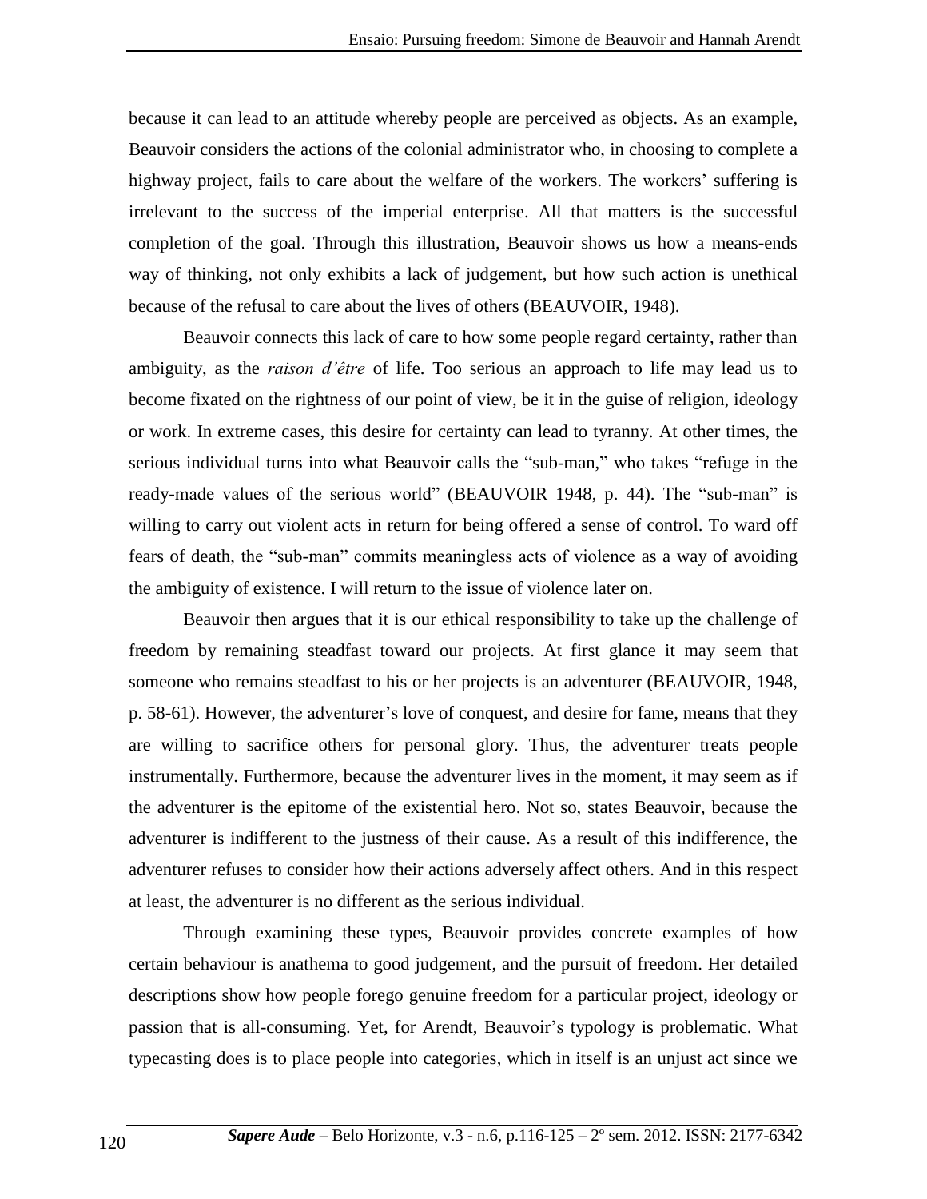because it can lead to an attitude whereby people are perceived as objects. As an example, Beauvoir considers the actions of the colonial administrator who, in choosing to complete a highway project, fails to care about the welfare of the workers. The workers' suffering is irrelevant to the success of the imperial enterprise. All that matters is the successful completion of the goal. Through this illustration, Beauvoir shows us how a means-ends way of thinking, not only exhibits a lack of judgement, but how such action is unethical because of the refusal to care about the lives of others (BEAUVOIR, 1948).

Beauvoir connects this lack of care to how some people regard certainty, rather than ambiguity, as the *raison d'être* of life. Too serious an approach to life may lead us to become fixated on the rightness of our point of view, be it in the guise of religion, ideology or work. In extreme cases, this desire for certainty can lead to tyranny. At other times, the serious individual turns into what Beauvoir calls the "sub-man," who takes "refuge in the ready-made values of the serious world" (BEAUVOIR 1948, p. 44). The "sub-man" is willing to carry out violent acts in return for being offered a sense of control. To ward off fears of death, the "sub-man" commits meaningless acts of violence as a way of avoiding the ambiguity of existence. I will return to the issue of violence later on.

Beauvoir then argues that it is our ethical responsibility to take up the challenge of freedom by remaining steadfast toward our projects. At first glance it may seem that someone who remains steadfast to his or her projects is an adventurer (BEAUVOIR, 1948, p. 58-61). However, the adventurer's love of conquest, and desire for fame, means that they are willing to sacrifice others for personal glory. Thus, the adventurer treats people instrumentally. Furthermore, because the adventurer lives in the moment, it may seem as if the adventurer is the epitome of the existential hero. Not so, states Beauvoir, because the adventurer is indifferent to the justness of their cause. As a result of this indifference, the adventurer refuses to consider how their actions adversely affect others. And in this respect at least, the adventurer is no different as the serious individual.

Through examining these types, Beauvoir provides concrete examples of how certain behaviour is anathema to good judgement, and the pursuit of freedom. Her detailed descriptions show how people forego genuine freedom for a particular project, ideology or passion that is all-consuming. Yet, for Arendt, Beauvoir's typology is problematic. What typecasting does is to place people into categories, which in itself is an unjust act since we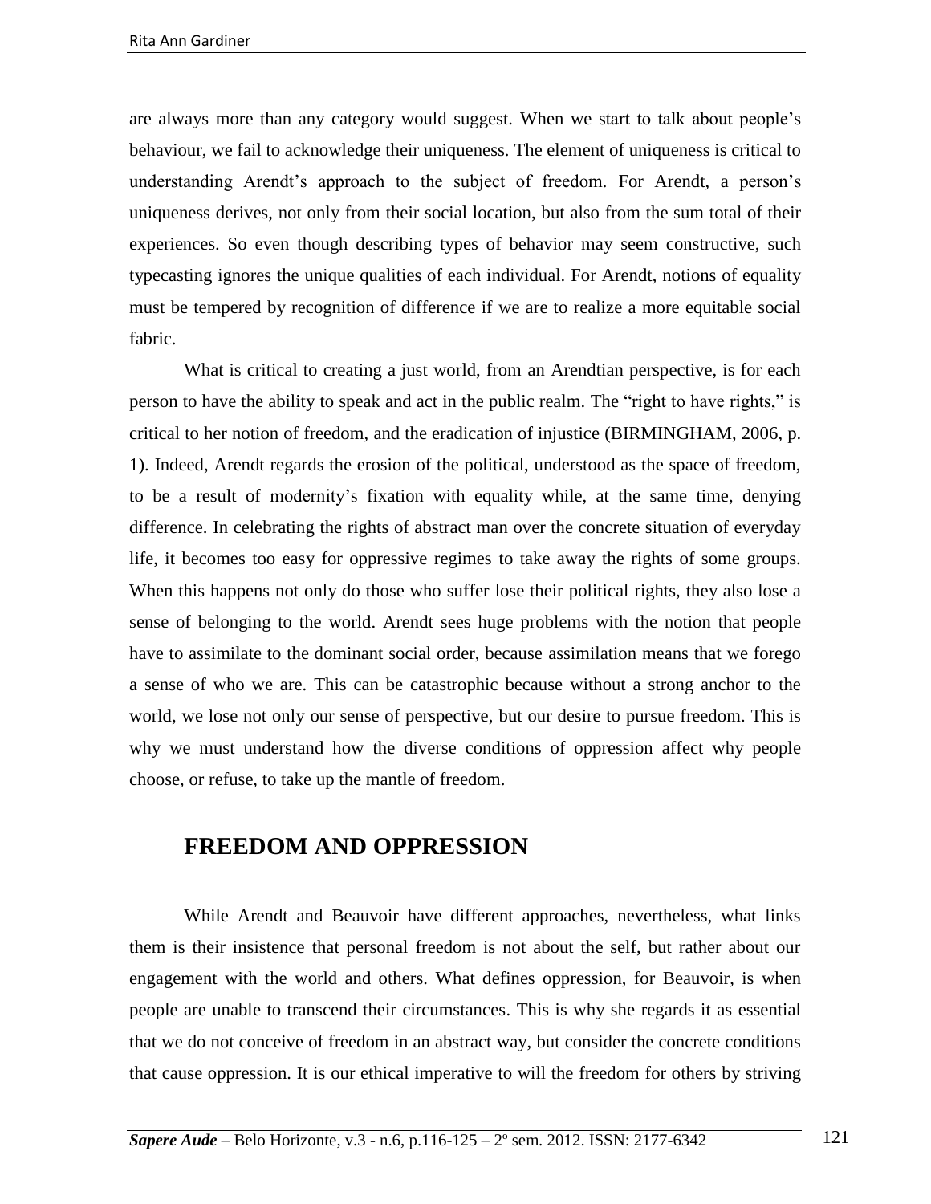are always more than any category would suggest. When we start to talk about people's behaviour, we fail to acknowledge their uniqueness. The element of uniqueness is critical to understanding Arendt's approach to the subject of freedom. For Arendt, a person's uniqueness derives, not only from their social location, but also from the sum total of their experiences. So even though describing types of behavior may seem constructive, such typecasting ignores the unique qualities of each individual. For Arendt, notions of equality must be tempered by recognition of difference if we are to realize a more equitable social fabric.

What is critical to creating a just world, from an Arendtian perspective, is for each person to have the ability to speak and act in the public realm. The "right to have rights," is critical to her notion of freedom, and the eradication of injustice (BIRMINGHAM, 2006, p. 1). Indeed, Arendt regards the erosion of the political, understood as the space of freedom, to be a result of modernity's fixation with equality while, at the same time, denying difference. In celebrating the rights of abstract man over the concrete situation of everyday life, it becomes too easy for oppressive regimes to take away the rights of some groups. When this happens not only do those who suffer lose their political rights, they also lose a sense of belonging to the world. Arendt sees huge problems with the notion that people have to assimilate to the dominant social order, because assimilation means that we forego a sense of who we are. This can be catastrophic because without a strong anchor to the world, we lose not only our sense of perspective, but our desire to pursue freedom. This is why we must understand how the diverse conditions of oppression affect why people choose, or refuse, to take up the mantle of freedom.

## FREEDOM AND OPPRESSION

While Arendt and Beauvoir have different approaches, nevertheless, what links them is their insistence that personal freedom is not about the self, but rather about our engagement with the world and others. What defines oppression, for Beauvoir, is when people are unable to transcend their circumstances. This is why she regards it as essential that we do not conceive of freedom in an abstract way, but consider the concrete conditions that cause oppression. It is our ethical imperative to will the freedom for others by striving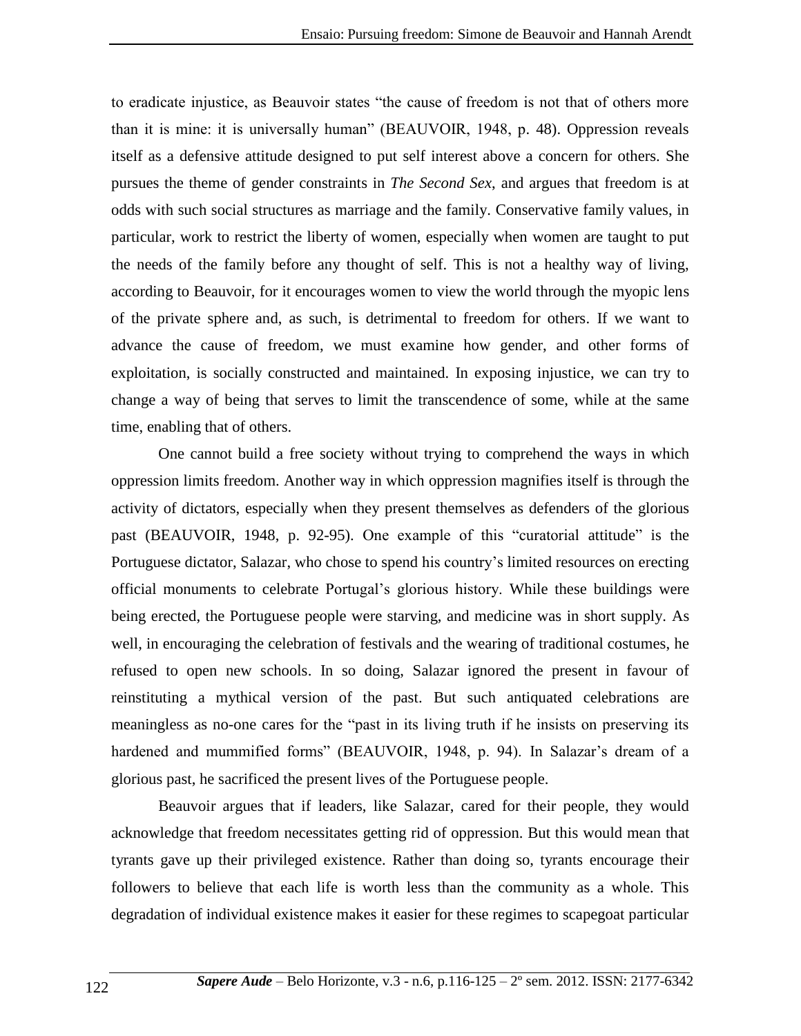to eradicate injustice, as Beauvoir states "the cause of freedom is not that of others more than it is mine: it is universally human" (BEAUVOIR, 1948, p. 48). Oppression reveals itself as a defensive attitude designed to put self interest above a concern for others. She pursues the theme of gender constraints in *The Second Sex*, and argues that freedom is at odds with such social structures as marriage and the family. Conservative family values, in particular, work to restrict the liberty of women, especially when women are taught to put the needs of the family before any thought of self. This is not a healthy way of living, according to Beauvoir, for it encourages women to view the world through the myopic lens of the private sphere and, as such, is detrimental to freedom for others. If we want to advance the cause of freedom, we must examine how gender, and other forms of exploitation, is socially constructed and maintained. In exposing injustice, we can try to change a way of being that serves to limit the transcendence of some, while at the same time, enabling that of others.

One cannot build a free society without trying to comprehend the ways in which oppression limits freedom. Another way in which oppression magnifies itself is through the activity of dictators, especially when they present themselves as defenders of the glorious past (BEAUVOIR, 1948, p. 92-95). One example of this "curatorial attitude" is the Portuguese dictator, Salazar, who chose to spend his country's limited resources on erecting official monuments to celebrate Portugal's glorious history. While these buildings were being erected, the Portuguese people were starving, and medicine was in short supply. As well, in encouraging the celebration of festivals and the wearing of traditional costumes, he refused to open new schools. In so doing, Salazar ignored the present in favour of reinstituting a mythical version of the past. But such antiquated celebrations are meaningless as no-one cares for the "past in its living truth if he insists on preserving its hardened and mummified forms" (BEAUVOIR, 1948, p. 94). In Salazar's dream of a glorious past, he sacrificed the present lives of the Portuguese people.

Beauvoir argues that if leaders, like Salazar, cared for their people, they would acknowledge that freedom necessitates getting rid of oppression. But this would mean that tyrants gave up their privileged existence. Rather than doing so, tyrants encourage their followers to believe that each life is worth less than the community as a whole. This degradation of individual existence makes it easier for these regimes to scapegoat particular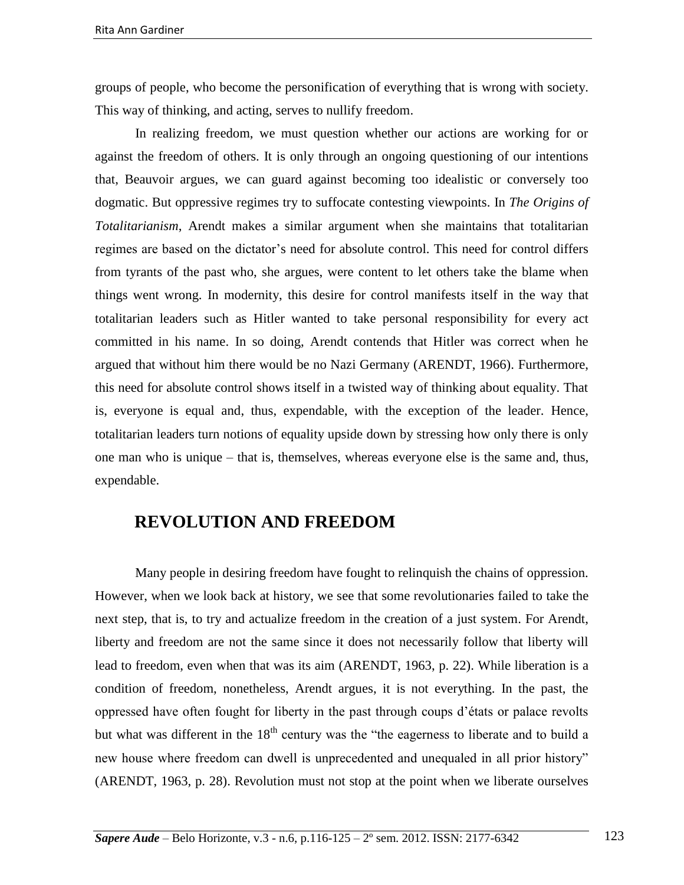groups of people, who become the personification of everything that is wrong with society. This way of thinking, and acting, serves to nullify freedom.

In realizing freedom, we must question whether our actions are working for or against the freedom of others. It is only through an ongoing questioning of our intentions that, Beauvoir argues, we can guard against becoming too idealistic or conversely too dogmatic. But oppressive regimes try to suffocate contesting viewpoints. In *The Origins of Totalitarianism*, Arendt makes a similar argument when she maintains that totalitarian regimes are based on the dictator's need for absolute control. This need for control differs from tyrants of the past who, she argues, were content to let others take the blame when things went wrong. In modernity, this desire for control manifests itself in the way that totalitarian leaders such as Hitler wanted to take personal responsibility for every act committed in his name. In so doing, Arendt contends that Hitler was correct when he argued that without him there would be no Nazi Germany (ARENDT, 1966). Furthermore, this need for absolute control shows itself in a twisted way of thinking about equality. That is, everyone is equal and, thus, expendable, with the exception of the leader. Hence, totalitarian leaders turn notions of equality upside down by stressing how only there is only one man who is unique – that is, themselves, whereas everyone else is the same and, thus, expendable.

## REVOLUTION AND FREEDOM

Many people in desiring freedom have fought to relinquish the chains of oppression. However, when we look back at history, we see that some revolutionaries failed to take the next step, that is, to try and actualize freedom in the creation of a just system. For Arendt, liberty and freedom are not the same since it does not necessarily follow that liberty will lead to freedom, even when that was its aim (ARENDT, 1963, p. 22). While liberation is a condition of freedom, nonetheless, Arendt argues, it is not everything. In the past, the oppressed have often fought for liberty in the past through coups d'états or palace revolts but what was different in the 18th century was the "the eagerness to liberate and to build a new house where freedom can dwell is unprecedented and unequaled in all prior history" (ARENDT, 1963, p. 28). Revolution must not stop at the point when we liberate ourselves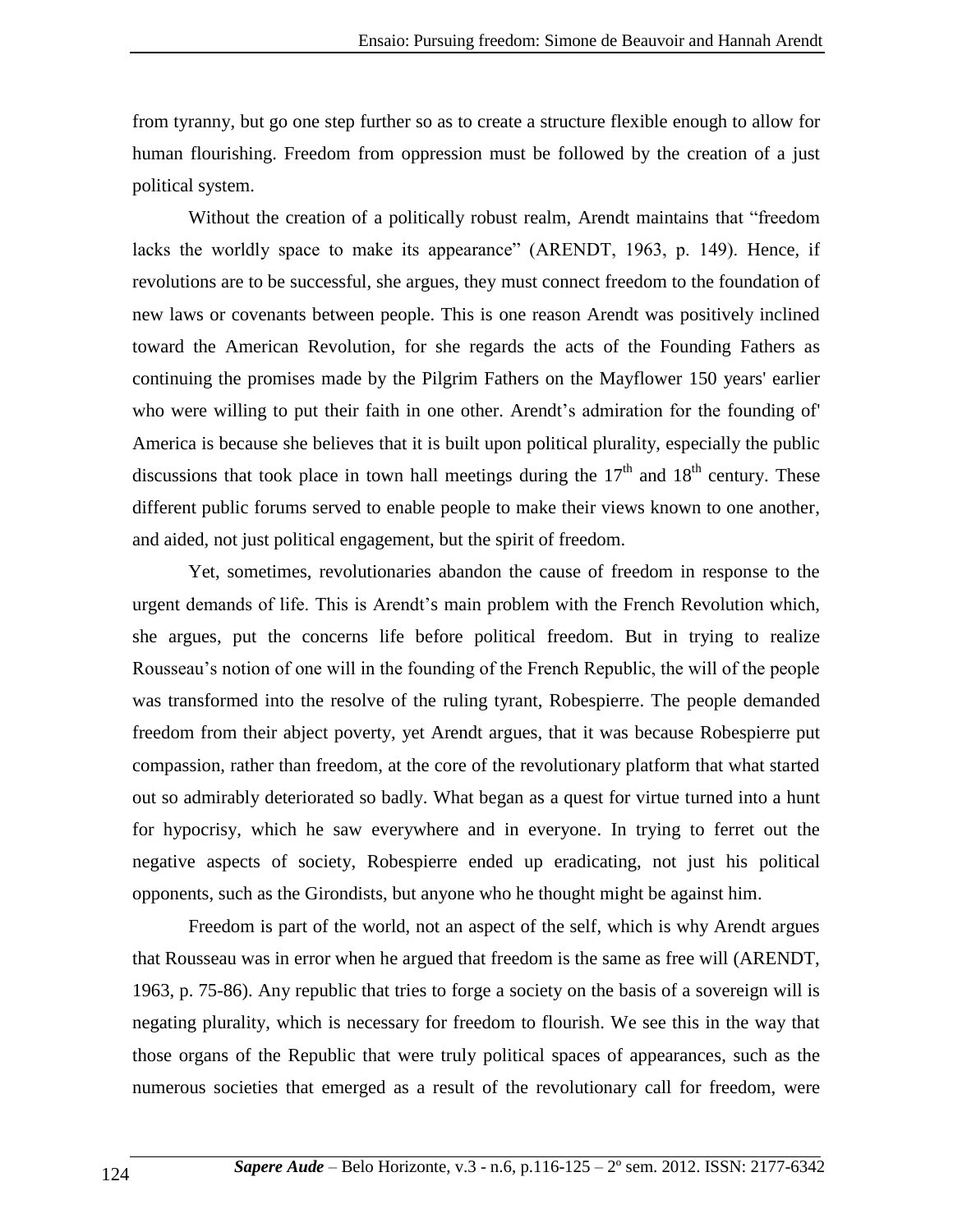from tyranny, but go one step further so as to create a structure flexible enough to allow for human flourishing. Freedom from oppression must be followed by the creation of a just political system.

Without the creation of a politically robust realm, Arendt maintains that "freedom lacks the worldly space to make its appearance" (ARENDT, 1963, p. 149). Hence, if revolutions are to be successful, she argues, they must connect freedom to the foundation of new laws or covenants between people. This is one reason Arendt was positively inclined toward the American Revolution, for she regards the acts of the Founding Fathers as continuing the promises made by the Pilgrim Fathers on the Mayflower 150 years' earlier who were willing to put their faith in one other. Arendt's admiration for the founding of' America is because she believes that it is built upon political plurality, especially the public discussions that took place in town hall meetings during the 17th and 18th century. These different public forums served to enable people to make their views known to one another, and aided, not just political engagement, but the spirit of freedom.

Yet, sometimes, revolutionaries abandon the cause of freedom in response to the urgent demands of life. This is Arendt's main problem with the French Revolution which, she argues, put the concerns life before political freedom. But in trying to realize Rousseau's notion of one will in the founding of the French Republic, the will of the people was transformed into the resolve of the ruling tyrant, Robespierre. The people demanded freedom from their abject poverty, yet Arendt argues, that it was because Robespierre put compassion, rather than freedom, at the core of the revolutionary platform that what started out so admirably deteriorated so badly. What began as a quest for virtue turned into a hunt for hypocrisy, which he saw everywhere and in everyone. In trying to ferret out the negative aspects of society, Robespierre ended up eradicating, not just his political opponents, such as the Girondists, but anyone who he thought might be against him.

Freedom is part of the world, not an aspect of the self, which is why Arendt argues that Rousseau was in error when he argued that freedom is the same as free will (ARENDT, 1963, p. 75-86). Any republic that tries to forge a society on the basis of a sovereign will is negating plurality, which is necessary for freedom to flourish. We see this in the way that those organs of the Republic that were truly political spaces of appearances, such as the numerous societies that emerged as a result of the revolutionary call for freedom, were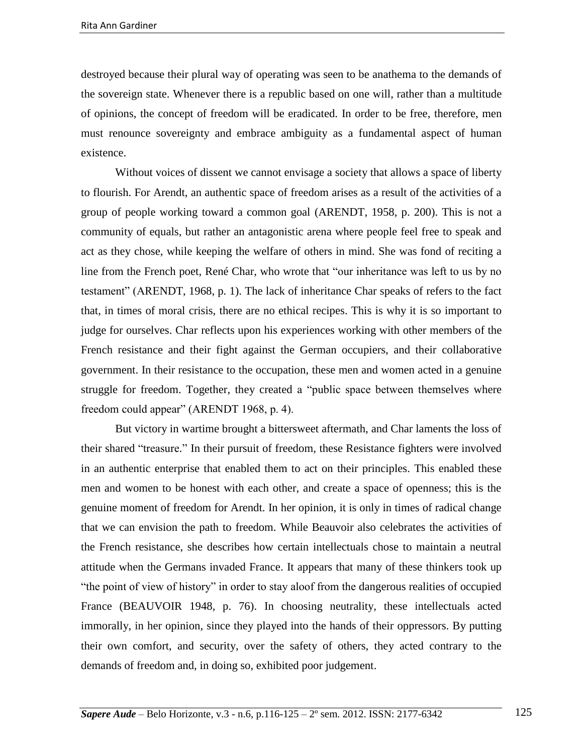destroyed because their plural way of operating was seen to be anathema to the demands of the sovereign state. Whenever there is a republic based on one will, rather than a multitude of opinions, the concept of freedom will be eradicated. In order to be free, therefore, men must renounce sovereignty and embrace ambiguity as a fundamental aspect of human existence.

Without voices of dissent we cannot envisage a society that allows a space of liberty to flourish. For Arendt, an authentic space of freedom arises as a result of the activities of a group of people working toward a common goal (ARENDT, 1958, p. 200). This is not a community of equals, but rather an antagonistic arena where people feel free to speak and act as they chose, while keeping the welfare of others in mind. She was fond of reciting a line from the French poet, René Char, who wrote that "our inheritance was left to us by no testament" (ARENDT, 1968, p. 1). The lack of inheritance Char speaks of refers to the fact that, in times of moral crisis, there are no ethical recipes. This is why it is so important to judge for ourselves. Char reflects upon his experiences working with other members of the French resistance and their fight against the German occupiers, and their collaborative government. In their resistance to the occupation, these men and women acted in a genuine struggle for freedom. Together, they created a "public space between themselves where freedom could appear" (ARENDT 1968, p. 4).

But victory in wartime brought a bittersweet aftermath, and Char laments the loss of their shared "treasure." In their pursuit of freedom, these Resistance fighters were involved in an authentic enterprise that enabled them to act on their principles. This enabled these men and women to be honest with each other, and create a space of openness; this is the genuine moment of freedom for Arendt. In her opinion, it is only in times of radical change that we can envision the path to freedom. While Beauvoir also celebrates the activities of the French resistance, she describes how certain intellectuals chose to maintain a neutral attitude when the Germans invaded France. It appears that many of these thinkers took up "the point of view of history" in order to stay aloof from the dangerous realities of occupied France (BEAUVOIR 1948, p. 76). In choosing neutrality, these intellectuals acted immorally, in her opinion, since they played into the hands of their oppressors. By putting their own comfort, and security, over the safety of others, they acted contrary to the demands of freedom and, in doing so, exhibited poor judgement.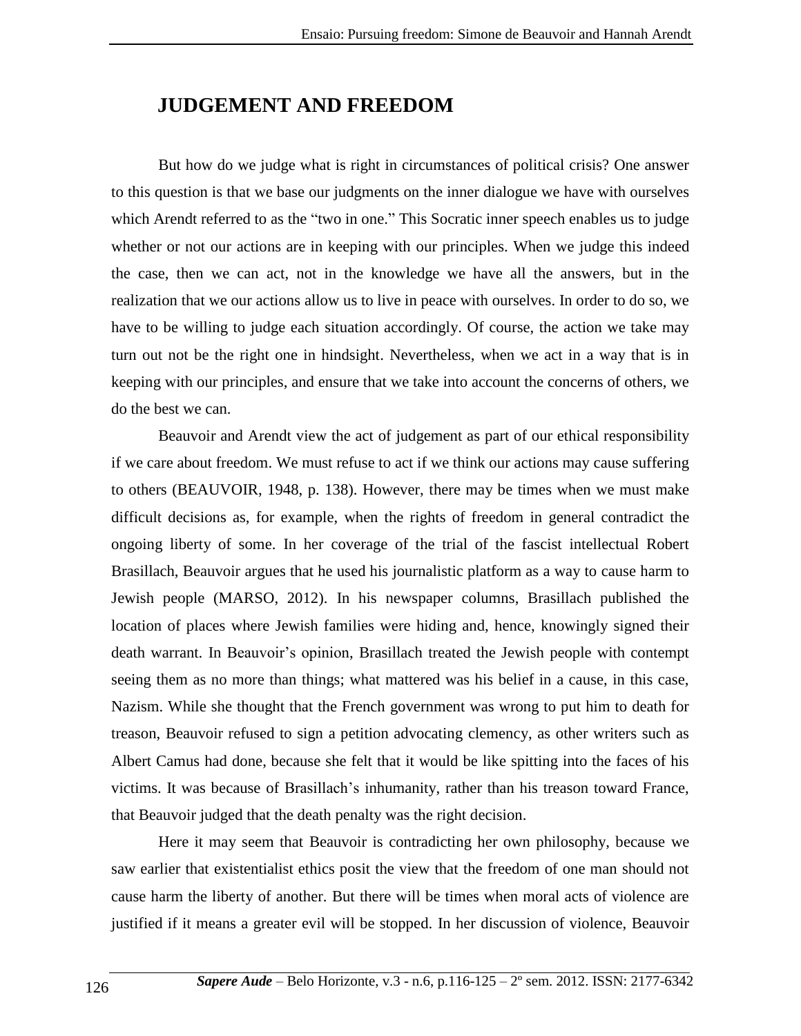## JUDGEMENT AND FREEDOM

But how do we judge what is right in circumstances of political crisis? One answer to this question is that we base our judgments on the inner dialogue we have with ourselves which Arendt referred to as the "two in one." This Socratic inner speech enables us to judge whether or not our actions are in keeping with our principles. When we judge this indeed the case, then we can act, not in the knowledge we have all the answers, but in the realization that we our actions allow us to live in peace with ourselves. In order to do so, we have to be willing to judge each situation accordingly. Of course, the action we take may turn out not be the right one in hindsight. Nevertheless, when we act in a way that is in keeping with our principles, and ensure that we take into account the concerns of others, we do the best we can.

Beauvoir and Arendt view the act of judgement as part of our ethical responsibility if we care about freedom. We must refuse to act if we think our actions may cause suffering to others (BEAUVOIR, 1948, p. 138). However, there may be times when we must make difficult decisions as, for example, when the rights of freedom in general contradict the ongoing liberty of some. In her coverage of the trial of the fascist intellectual Robert Brasillach, Beauvoir argues that he used his journalistic platform as a way to cause harm to Jewish people (MARSO, 2012). In his newspaper columns, Brasillach published the location of places where Jewish families were hiding and, hence, knowingly signed their death warrant. In Beauvoir's opinion, Brasillach treated the Jewish people with contempt seeing them as no more than things; what mattered was his belief in a cause, in this case, Nazism. While she thought that the French government was wrong to put him to death for treason, Beauvoir refused to sign a petition advocating clemency, as other writers such as Albert Camus had done, because she felt that it would be like spitting into the faces of his victims. It was because of Brasillach's inhumanity, rather than his treason toward France, that Beauvoir judged that the death penalty was the right decision.

Here it may seem that Beauvoir is contradicting her own philosophy, because we saw earlier that existentialist ethics posit the view that the freedom of one man should not cause harm the liberty of another. But there will be times when moral acts of violence are justified if it means a greater evil will be stopped. In her discussion of violence, Beauvoir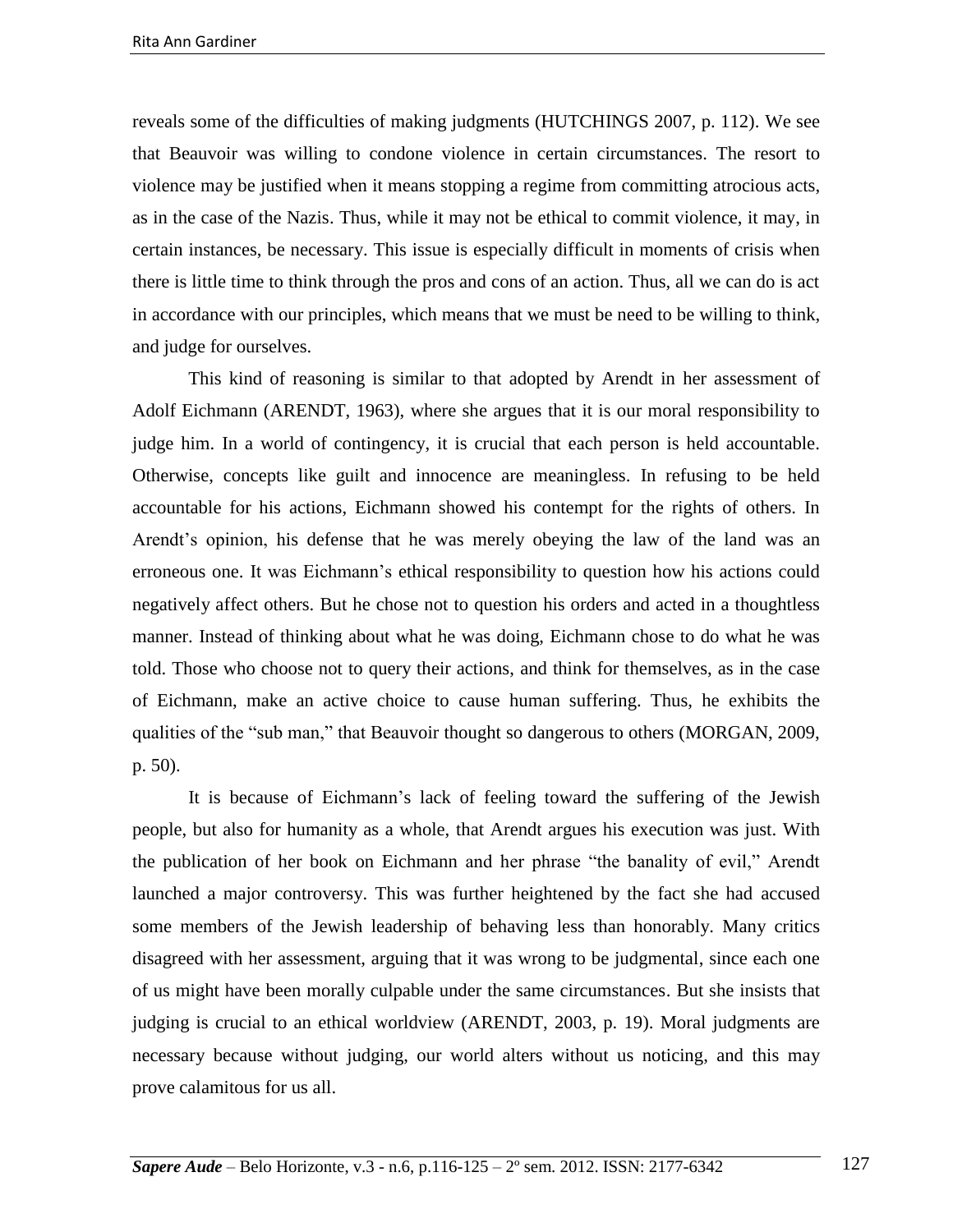reveals some of the difficulties of making judgments (HUTCHINGS 2007, p. 112). We see that Beauvoir was willing to condone violence in certain circumstances. The resort to violence may be justified when it means stopping a regime from committing atrocious acts, as in the case of the Nazis. Thus, while it may not be ethical to commit violence, it may, in certain instances, be necessary. This issue is especially difficult in moments of crisis when there is little time to think through the pros and cons of an action. Thus, all we can do is act in accordance with our principles, which means that we must be need to be willing to think, and judge for ourselves.

This kind of reasoning is similar to that adopted by Arendt in her assessment of Adolf Eichmann (ARENDT, 1963), where she argues that it is our moral responsibility to judge him. In a world of contingency, it is crucial that each person is held accountable. Otherwise, concepts like guilt and innocence are meaningless. In refusing to be held accountable for his actions, Eichmann showed his contempt for the rights of others. In Arendt's opinion, his defense that he was merely obeying the law of the land was an erroneous one. It was Eichmann's ethical responsibility to question how his actions could negatively affect others. But he chose not to question his orders and acted in a thoughtless manner. Instead of thinking about what he was doing, Eichmann chose to do what he was told. Those who choose not to query their actions, and think for themselves, as in the case of Eichmann, make an active choice to cause human suffering. Thus, he exhibits the qualities of the "sub man," that Beauvoir thought so dangerous to others (MORGAN, 2009, p. 50).

It is because of Eichmann's lack of feeling toward the suffering of the Jewish people, but also for humanity as a whole, that Arendt argues his execution was just. With the publication of her book on Eichmann and her phrase "the banality of evil," Arendt launched a major controversy. This was further heightened by the fact she had accused some members of the Jewish leadership of behaving less than honorably. Many critics disagreed with her assessment, arguing that it was wrong to be judgmental, since each one of us might have been morally culpable under the same circumstances. But she insists that judging is crucial to an ethical worldview (ARENDT, 2003, p. 19). Moral judgments are necessary because without judging, our world alters without us noticing, and this may prove calamitous for us all.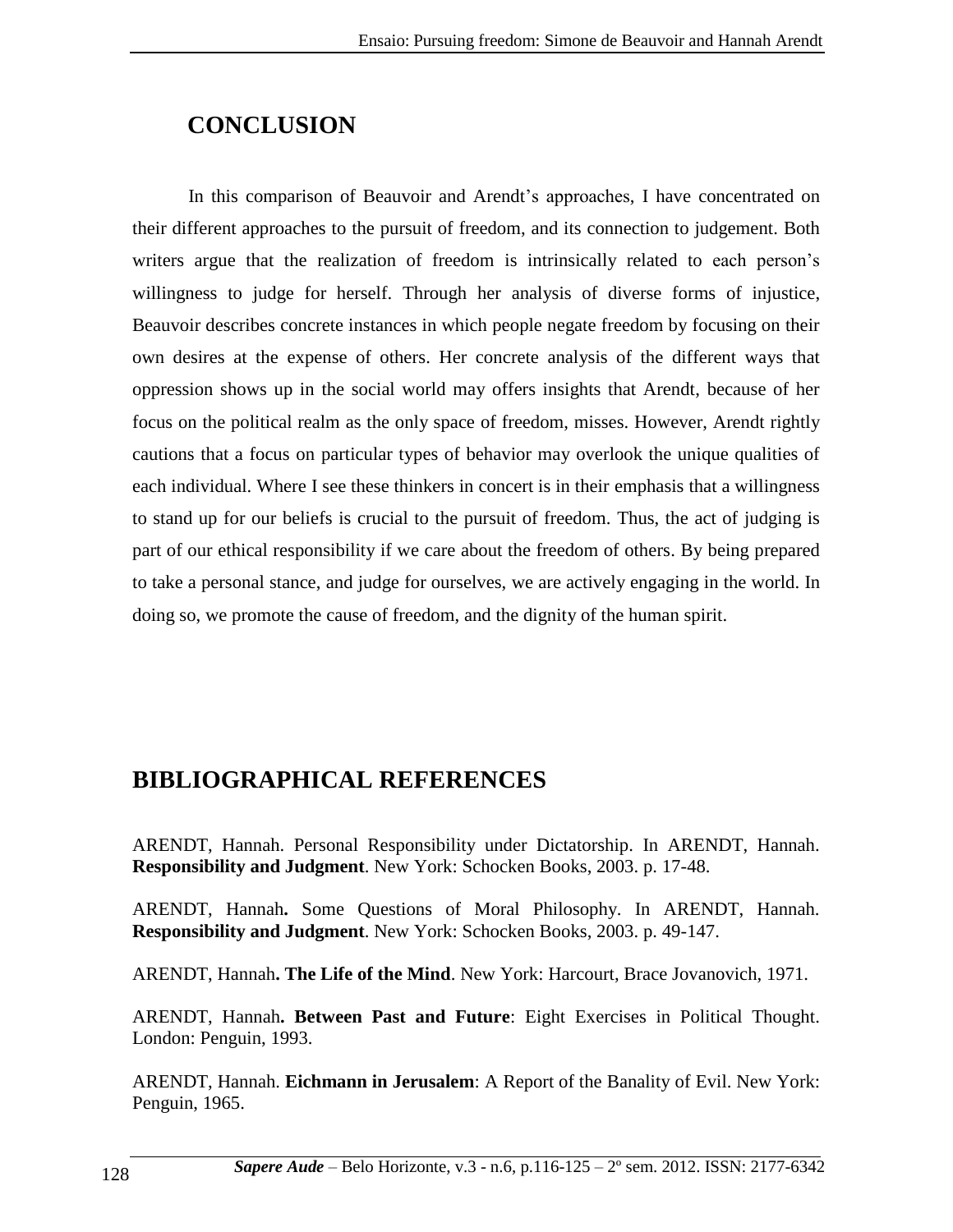## CONCLUSION

In this comparison of Beauvoir and Arendt's approaches, I have concentrated on their different approaches to the pursuit of freedom, and its connection to judgement. Both writers argue that the realization of freedom is intrinsically related to each person's willingness to judge for herself. Through her analysis of diverse forms of injustice, Beauvoir describes concrete instances in which people negate freedom by focusing on their own desires at the expense of others. Her concrete analysis of the different ways that oppression shows up in the social world may offers insights that Arendt, because of her focus on the political realm as the only space of freedom, misses. However, Arendt rightly cautions that a focus on particular types of behavior may overlook the unique qualities of each individual. Where I see these thinkers in concert is in their emphasis that a willingness to stand up for our beliefs is crucial to the pursuit of freedom. Thus, the act of judging is part of our ethical responsibility if we care about the freedom of others. By being prepared to take a personal stance, and judge for ourselves, we are actively engaging in the world. In doing so, we promote the cause of freedom, and the dignity of the human spirit.

## BIBLIOGRAPHICAL REFERENCES

ARENDT, Hannah. Personal Responsibility under Dictatorship. In ARENDT, Hannah. **Responsibility and Judgment**. New York: Schocken Books, 2003. p. 17-48.

ARENDT, Hannah**.** Some Questions of Moral Philosophy. In ARENDT, Hannah. **Responsibility and Judgment**. New York: Schocken Books, 2003. p. 49-147.

ARENDT, Hannah**. The Life of the Mind**. New York: Harcourt, Brace Jovanovich, 1971.

ARENDT, Hannah**. Between Past and Future**: Eight Exercises in Political Thought. London: Penguin, 1993.

ARENDT, Hannah. **Eichmann in Jerusalem**: A Report of the Banality of Evil. New York: Penguin, 1965.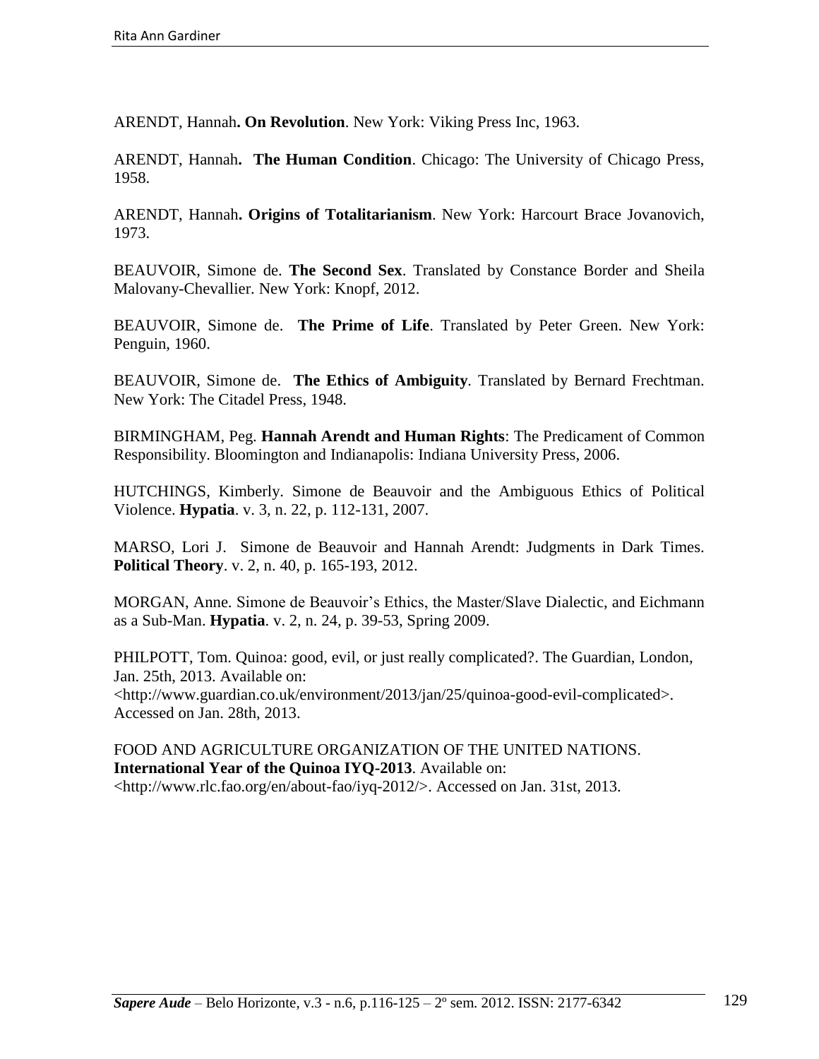ARENDT, Hannah**. On Revolution**. New York: Viking Press Inc, 1963.

ARENDT, Hannah**. The Human Condition**. Chicago: The University of Chicago Press, 1958.

ARENDT, Hannah**. Origins of Totalitarianism**. New York: Harcourt Brace Jovanovich, 1973.

BEAUVOIR, Simone de. **The Second Sex**. Translated by Constance Border and Sheila Malovany-Chevallier. New York: Knopf, 2012.

BEAUVOIR, Simone de. **The Prime of Life**. Translated by Peter Green. New York: Penguin, 1960.

BEAUVOIR, Simone de. **The Ethics of Ambiguity**. Translated by Bernard Frechtman. New York: The Citadel Press, 1948.

BIRMINGHAM, Peg. **Hannah Arendt and Human Rights**: The Predicament of Common Responsibility. Bloomington and Indianapolis: Indiana University Press, 2006.

HUTCHINGS, Kimberly. Simone de Beauvoir and the Ambiguous Ethics of Political Violence. **Hypatia**. v. 3, n. 22, p. 112-131, 2007.

MARSO, Lori J. Simone de Beauvoir and Hannah Arendt: Judgments in Dark Times. **Political Theory**. v. 2, n. 40, p. 165-193, 2012.

MORGAN, Anne. Simone de Beauvoir's Ethics, the Master/Slave Dialectic, and Eichmann as a Sub-Man. **Hypatia**. v. 2, n. 24, p. 39-53, Spring 2009.

PHILPOTT, Tom. Quinoa: good, evil, or just really complicated?. The Guardian, London, Jan. 25th, 2013. Available on: <http://www.guardian.co.uk/environment/2013/jan/25/quinoa-good-evil-complicated>. Accessed on Jan. 28th, 2013.

FOOD AND AGRICULTURE ORGANIZATION OF THE UNITED NATIONS. **International Year of the Quinoa IYQ-2013**. Available on: <http://www.rlc.fao.org/en/about-fao/iyq-2012/>. Accessed on Jan. 31st, 2013.